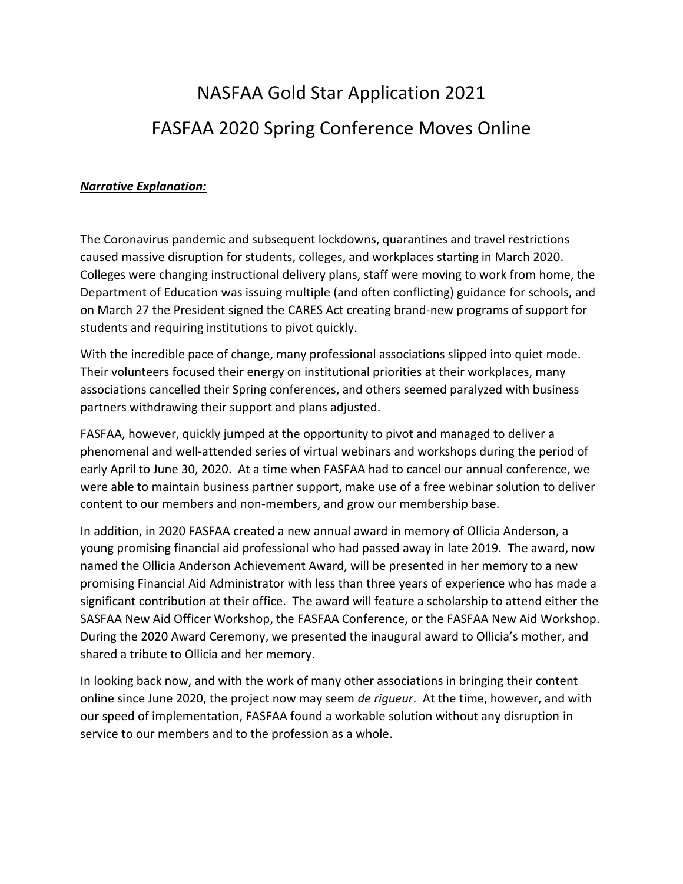# NASFAA Gold Star Application 2021

# FASFAA 2020 Spring Conference Moves Online

***Narrative Explanation:***

The Coronavirus pandemic and subsequent lockdowns, quarantines and travel restrictions caused massive disruption for students, colleges, and workplaces starting in March 2020. Colleges were changing instructional delivery plans, staff were moving to work from home, the Department of Education was issuing multiple (and often conflicting) guidance for schools, and on March 27 the President signed the CARES Act creating brand-new programs of support for students and requiring institutions to pivot quickly.

With the incredible pace of change, many professional associations slipped into quiet mode. Their volunteers focused their energy on institutional priorities at their workplaces, many associations cancelled their Spring conferences, and others seemed paralyzed with business partners withdrawing their support and plans adjusted.

FASFAA, however, quickly jumped at the opportunity to pivot and managed to deliver a phenomenal and well-attended series of virtual webinars and workshops during the period of early April to June 30, 2020. At a time when FASFAA had to cancel our annual conference, we were able to maintain business partner support, make use of a free webinar solution to deliver content to our members and non-members, and grow our membership base.

In addition, in 2020 FASFAA created a new annual award in memory of Ollicia Anderson, a young promising financial aid professional who had passed away in late 2019. The award, now named the Ollicia Anderson Achievement Award, will be presented in her memory to a new promising Financial Aid Administrator with less than three years of experience who has made a significant contribution at their office. The award will feature a scholarship to attend either the SASFAA New Aid Officer Workshop, the FASFAA Conference, or the FASFAA New Aid Workshop. During the 2020 Award Ceremony, we presented the inaugural award to Ollicia's mother, and shared a tribute to Ollicia and her memory.

In looking back now, and with the work of many other associations in bringing their content online since June 2020, the project now may seem *de rigueur*. At the time, however, and with our speed of implementation, FASFAA found a workable solution without any disruption in service to our members and to the profession as a whole.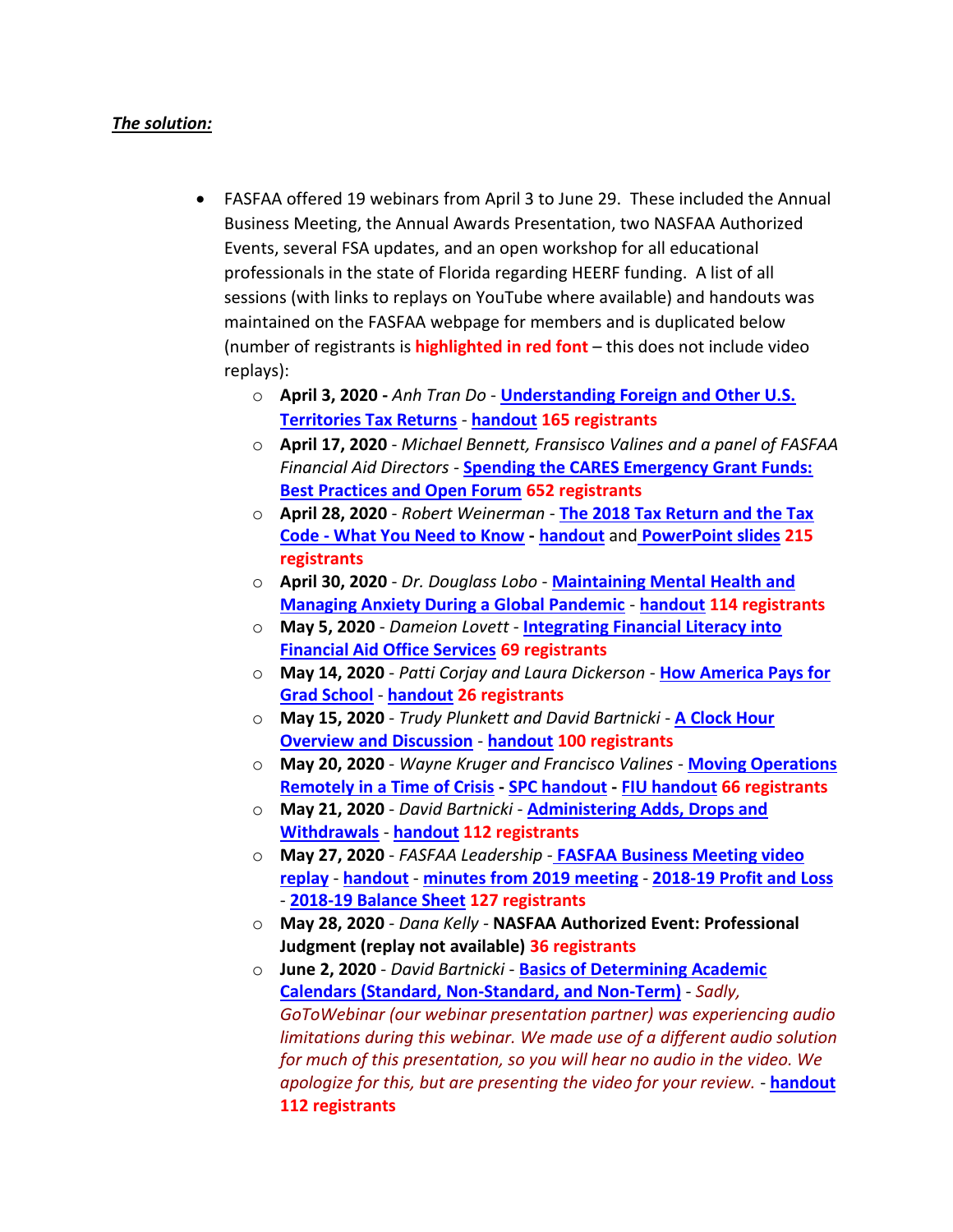***The solution:***

- FASFAA offered 19 webinars from April 3 to June 29. These included the Annual Business Meeting, the Annual Awards Presentation, two NASFAA Authorized Events, several FSA updates, and an open workshop for all educational professionals in the state of Florida regarding HEERF funding. A list of all sessions (with links to replays on YouTube where available) and handouts was maintained on the FASFAA webpage for members and is duplicated below (number of registrants is **highlighted in red font** – this does not include video replays):
  - **April 3, 2020 -** *Anh Tran Do* - **Understanding Foreign and Other U.S. Territories Tax Returns** - **handout** **165 registrants**
  - **April 17, 2020** - *Michael Bennett, Fransisco Valines and a panel of FASFAA Financial Aid Directors* - **Spending the CARES Emergency Grant Funds: Best Practices and Open Forum** **652 registrants**
  - **April 28, 2020** - *Robert Weinerman* - **The 2018 Tax Return and the Tax Code - What You Need to Know** **-** **handout** and **PowerPoint slides** **215 registrants**
  - **April 30, 2020** - *Dr. Douglass Lobo* - **Maintaining Mental Health and Managing Anxiety During a Global Pandemic** - **handout** **114 registrants**
  - **May 5, 2020** - *Dameion Lovett* - **Integrating Financial Literacy into Financial Aid Office Services** **69 registrants**
  - **May 14, 2020** - *Patti Corjay and Laura Dickerson* - **How America Pays for Grad School** - **handout** **26 registrants**
  - **May 15, 2020** - *Trudy Plunkett and David Bartnicki* - **A Clock Hour Overview and Discussion** - **handout** **100 registrants**
  - **May 20, 2020** - *Wayne Kruger and Francisco Valines* - **Moving Operations Remotely in a Time of Crisis** - **SPC handout** **-** **FIU handout** **66 registrants**
  - **May 21, 2020** - *David Bartnicki* - **Administering Adds, Drops and Withdrawals** - **handout** **112 registrants**
  - **May 27, 2020** - *FASFAA Leadership* - **FASFAA Business Meeting video replay** - **handout** - **minutes from 2019 meeting** - **2018-19 Profit and Loss** - **2018-19 Balance Sheet** **127 registrants**
  - **May 28, 2020** - *Dana Kelly* - **NASFAA Authorized Event: Professional Judgment (replay not available)** **36 registrants**
  - **June 2, 2020** - *David Bartnicki* - **Basics of Determining Academic Calendars (Standard, Non-Standard, and Non-Term)** - *Sadly, GoToWebinar (our webinar presentation partner) was experiencing audio limitations during this webinar. We made use of a different audio solution for much of this presentation, so you will hear no audio in the video. We apologize for this, but are presenting the video for your review.* - **handout** **112 registrants**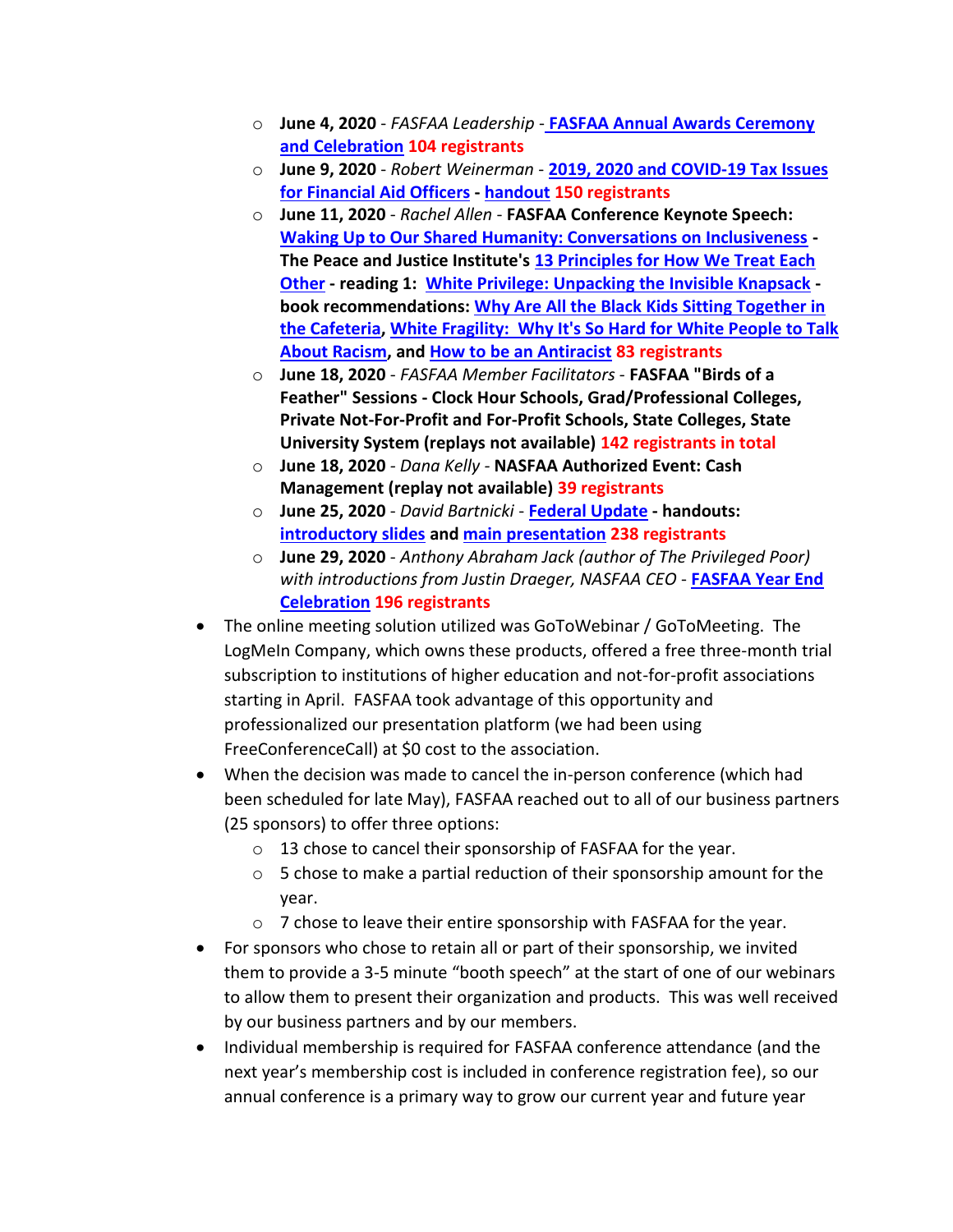- **June 4, 2020** - *FASFAA Leadership* - **FASFAA Annual Awards Ceremony and Celebration** **104 registrants**
- **June 9, 2020** - *Robert Weinerman* - **2019, 2020 and COVID-19 Tax Issues for Financial Aid Officers** - **handout** **150 registrants**
- **June 11, 2020** - *Rachel Allen* - **FASFAA Conference Keynote Speech: Waking Up to Our Shared Humanity: Conversations on Inclusiveness - The Peace and Justice Institute's 13 Principles for How We Treat Each Other - reading 1: White Privilege: Unpacking the Invisible Knapsack - book recommendations: Why Are All the Black Kids Sitting Together in the Cafeteria, White Fragility: Why It's So Hard for White People to Talk About Racism, and How to be an Antiracist** **83 registrants**
- **June 18, 2020** - *FASFAA Member Facilitators* - **FASFAA "Birds of a Feather" Sessions - Clock Hour Schools, Grad/Professional Colleges, Private Not-For-Profit and For-Profit Schools, State Colleges, State University System (replays not available)** **142 registrants in total**
- **June 18, 2020** - *Dana Kelly* - **NASFAA Authorized Event: Cash Management (replay not available)** **39 registrants**
- **June 25, 2020** - *David Bartnicki* - **Federal Update - handouts: introductory slides and main presentation** **238 registrants**
- **June 29, 2020** - *Anthony Abraham Jack (author of The Privileged Poor) with introductions from Justin Draeger, NASFAA CEO* - **FASFAA Year End Celebration** **196 registrants**

- The online meeting solution utilized was GoToWebinar / GoToMeeting. The LogMeIn Company, which owns these products, offered a free three-month trial subscription to institutions of higher education and not-for-profit associations starting in April. FASFAA took advantage of this opportunity and professionalized our presentation platform (we had been using FreeConferenceCall) at $0 cost to the association.
- When the decision was made to cancel the in-person conference (which had been scheduled for late May), FASFAA reached out to all of our business partners (25 sponsors) to offer three options:
  - 13 chose to cancel their sponsorship of FASFAA for the year.
  - 5 chose to make a partial reduction of their sponsorship amount for the year.
  - 7 chose to leave their entire sponsorship with FASFAA for the year.
- For sponsors who chose to retain all or part of their sponsorship, we invited them to provide a 3-5 minute "booth speech" at the start of one of our webinars to allow them to present their organization and products. This was well received by our business partners and by our members.
- Individual membership is required for FASFAA conference attendance (and the next year's membership cost is included in conference registration fee), so our annual conference is a primary way to grow our current year and future year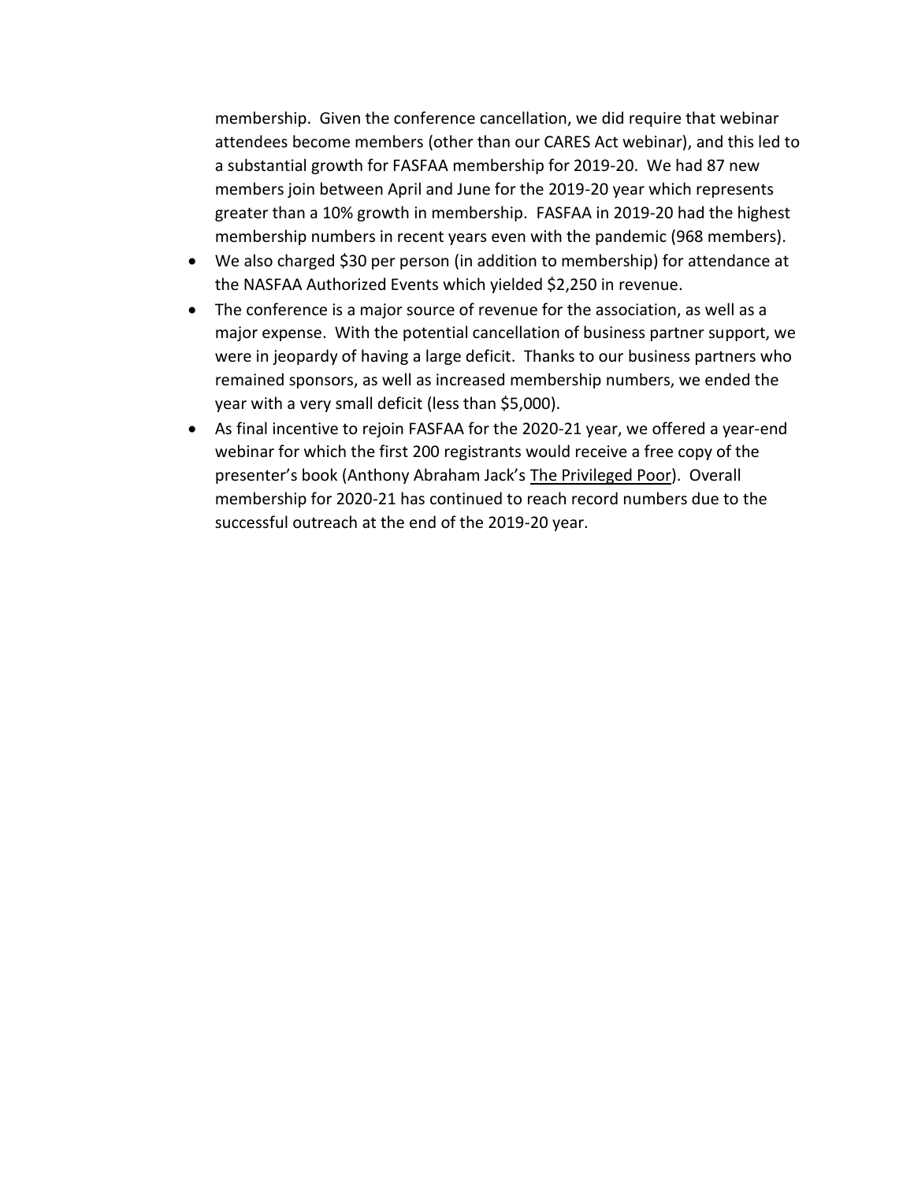membership. Given the conference cancellation, we did require that webinar attendees become members (other than our CARES Act webinar), and this led to a substantial growth for FASFAA membership for 2019-20. We had 87 new members join between April and June for the 2019-20 year which represents greater than a 10% growth in membership. FASFAA in 2019-20 had the highest membership numbers in recent years even with the pandemic (968 members).

- We also charged $30 per person (in addition to membership) for attendance at the NASFAA Authorized Events which yielded $2,250 in revenue.
- The conference is a major source of revenue for the association, as well as a major expense. With the potential cancellation of business partner support, we were in jeopardy of having a large deficit. Thanks to our business partners who remained sponsors, as well as increased membership numbers, we ended the year with a very small deficit (less than $5,000).
- As final incentive to rejoin FASFAA for the 2020-21 year, we offered a year-end webinar for which the first 200 registrants would receive a free copy of the presenter's book (Anthony Abraham Jack's <u>The Privileged Poor</u>). Overall membership for 2020-21 has continued to reach record numbers due to the successful outreach at the end of the 2019-20 year.